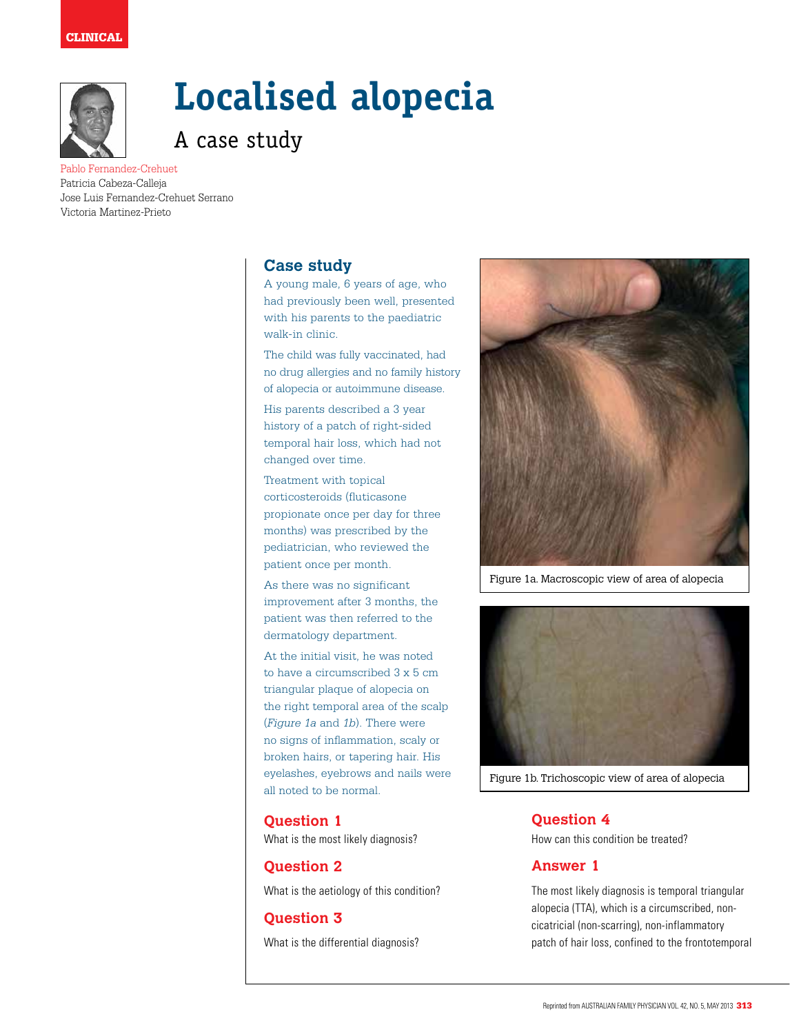CLINICAL

# Localised alopecia

## A case study

Pablo Fernandez-Crehuet
Patricia Cabeza-Calleja
Jose Luis Fernandez-Crehuet Serrano
Victoria Martinez-Prieto

## Case study

A young male, 6 years of age, who had previously been well, presented with his parents to the paediatric walk-in clinic.

The child was fully vaccinated, had no drug allergies and no family history of alopecia or autoimmune disease.

His parents described a 3 year history of a patch of right-sided temporal hair loss, which had not changed over time.

Treatment with topical corticosteroids (fluticasone propionate once per day for three months) was prescribed by the pediatrician, who reviewed the patient once per month.

As there was no significant improvement after 3 months, the patient was then referred to the dermatology department.

At the initial visit, he was noted to have a circumscribed 3 x 5 cm triangular plaque of alopecia on the right temporal area of the scalp (*Figure 1a* and *1b*). There were no signs of inflammation, scaly or broken hairs, or tapering hair. His eyelashes, eyebrows and nails were all noted to be normal.

Figure 1a. Macroscopic view of area of alopecia

Figure 1b. Trichoscopic view of area of alopecia

## Question 1

What is the most likely diagnosis?

## Question 2

What is the aetiology of this condition?

## Question 3

What is the differential diagnosis?

## Question 4

How can this condition be treated?

## Answer 1

The most likely diagnosis is temporal triangular alopecia (TTA), which is a circumscribed, non-cicatricial (non-scarring), non-inflammatory patch of hair loss, confined to the frontotemporal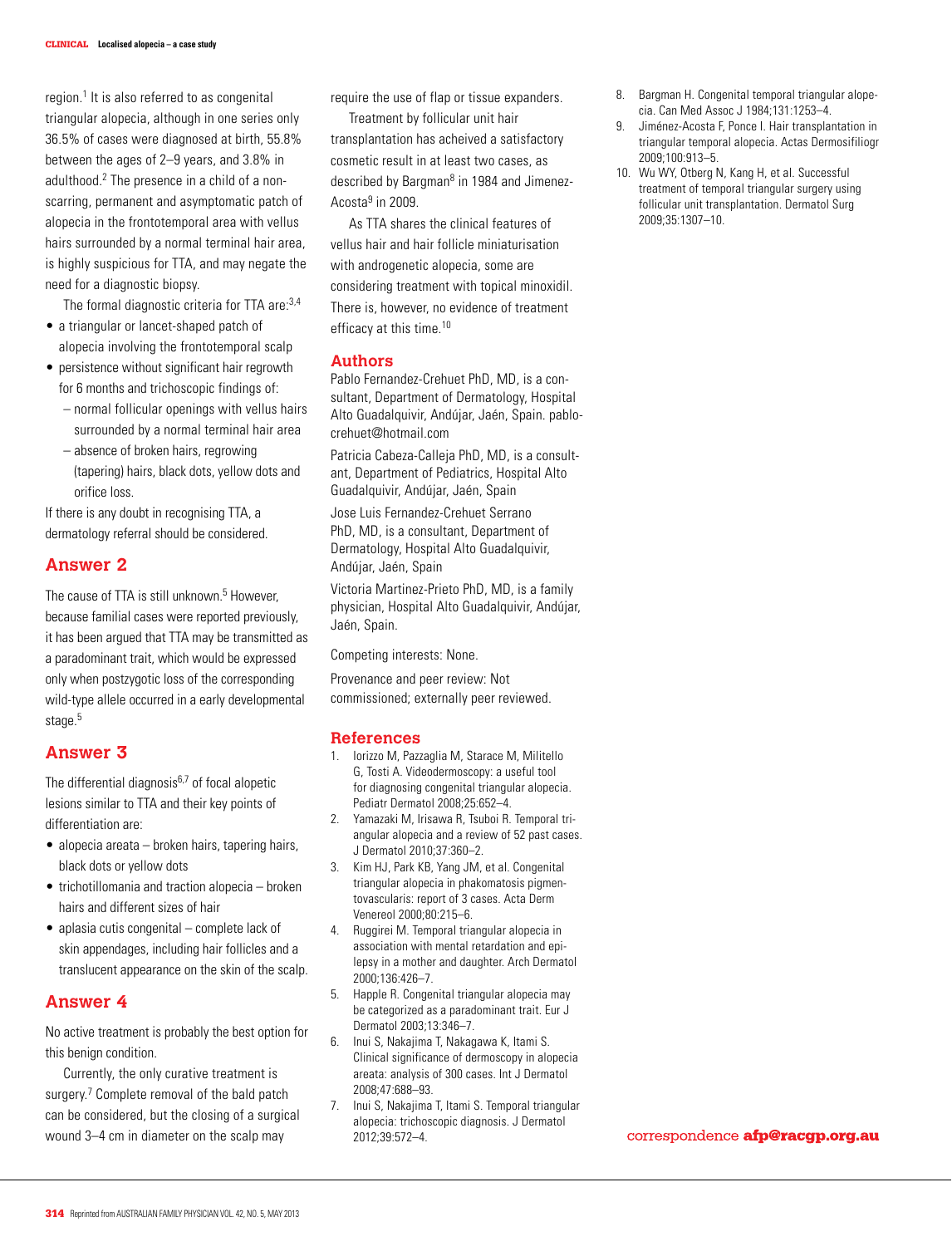region.[1] It is also referred to as congenital triangular alopecia, although in one series only 36.5% of cases were diagnosed at birth, 55.8% between the ages of 2–9 years, and 3.8% in adulthood.[2] The presence in a child of a non-scarring, permanent and asymptomatic patch of alopecia in the frontotemporal area with vellus hairs surrounded by a normal terminal hair area, is highly suspicious for TTA, and may negate the need for a diagnostic biopsy.

The formal diagnostic criteria for TTA are:[3,4]

- a triangular or lancet-shaped patch of alopecia involving the frontotemporal scalp
- persistence without significant hair regrowth for 6 months and trichoscopic findings of:
  - normal follicular openings with vellus hairs surrounded by a normal terminal hair area
  - absence of broken hairs, regrowing (tapering) hairs, black dots, yellow dots and orifice loss.

If there is any doubt in recognising TTA, a dermatology referral should be considered.

## Answer 2

The cause of TTA is still unknown.[5] However, because familial cases were reported previously, it has been argued that TTA may be transmitted as a paradominant trait, which would be expressed only when postzygotic loss of the corresponding wild-type allele occurred in a early developmental stage.[5]

## Answer 3

The differential diagnosis[6,7] of focal alopetic lesions similar to TTA and their key points of differentiation are:

- alopecia areata – broken hairs, tapering hairs, black dots or yellow dots
- trichotillomania and traction alopecia – broken hairs and different sizes of hair
- aplasia cutis congenital – complete lack of skin appendages, including hair follicles and a translucent appearance on the skin of the scalp.

## Answer 4

No active treatment is probably the best option for this benign condition.

Currently, the only curative treatment is surgery.[7] Complete removal of the bald patch can be considered, but the closing of a surgical wound 3–4 cm in diameter on the scalp may require the use of flap or tissue expanders.

Treatment by follicular unit hair transplantation has acheived a satisfactory cosmetic result in at least two cases, as described by Bargman[8] in 1984 and Jimenez-Acosta[9] in 2009.

As TTA shares the clinical features of vellus hair and hair follicle miniaturisation with androgenetic alopecia, some are considering treatment with topical minoxidil. There is, however, no evidence of treatment efficacy at this time.[10]

## Authors

Pablo Fernandez-Crehuet PhD, MD, is a consultant, Department of Dermatology, Hospital Alto Guadalquivir, Andújar, Jaén, Spain. pablo-crehuet@hotmail.com

Patricia Cabeza-Calleja PhD, MD, is a consultant, Department of Pediatrics, Hospital Alto Guadalquivir, Andújar, Jaén, Spain

Jose Luis Fernandez-Crehuet Serrano PhD, MD, is a consultant, Department of Dermatology, Hospital Alto Guadalquivir, Andújar, Jaén, Spain

Victoria Martinez-Prieto PhD, MD, is a family physician, Hospital Alto Guadalquivir, Andújar, Jaén, Spain.

Competing interests: None.

Provenance and peer review: Not commissioned; externally peer reviewed.

## References

1. Iorizzo M, Pazzaglia M, Starace M, Militello G, Tosti A. Videodermoscopy: a useful tool for diagnosing congenital triangular alopecia. Pediatr Dermatol 2008;25:652–4.
2. Yamazaki M, Irisawa R, Tsuboi R. Temporal triangular alopecia and a review of 52 past cases. J Dermatol 2010;37:360–2.
3. Kim HJ, Park KB, Yang JM, et al. Congenital triangular alopecia in phakomatosis pigmentovascularis: report of 3 cases. Acta Derm Venereol 2000;80:215–6.
4. Ruggirei M. Temporal triangular alopecia in association with mental retardation and epilepsy in a mother and daughter. Arch Dermatol 2000;136:426–7.
5. Happle R. Congenital triangular alopecia may be categorized as a paradominant trait. Eur J Dermatol 2003;13:346–7.
6. Inui S, Nakajima T, Nakagawa K, Itami S. Clinical significance of dermoscopy in alopecia areata: analysis of 300 cases. Int J Dermatol 2008;47:688–93.
7. Inui S, Nakajima T, Itami S. Temporal triangular alopecia: trichoscopic diagnosis. J Dermatol 2012;39:572–4.
8. Bargman H. Congenital temporal triangular alopecia. Can Med Assoc J 1984;131:1253–4.
9. Jiménez-Acosta F, Ponce I. Hair transplantation in triangular temporal alopecia. Actas Dermosifiliogr 2009;100:913–5.
10. Wu WY, Otberg N, Kang H, et al. Successful treatment of temporal triangular surgery using follicular unit transplantation. Dermatol Surg 2009;35:1307–10.

correspondence **afp@racgp.org.au**